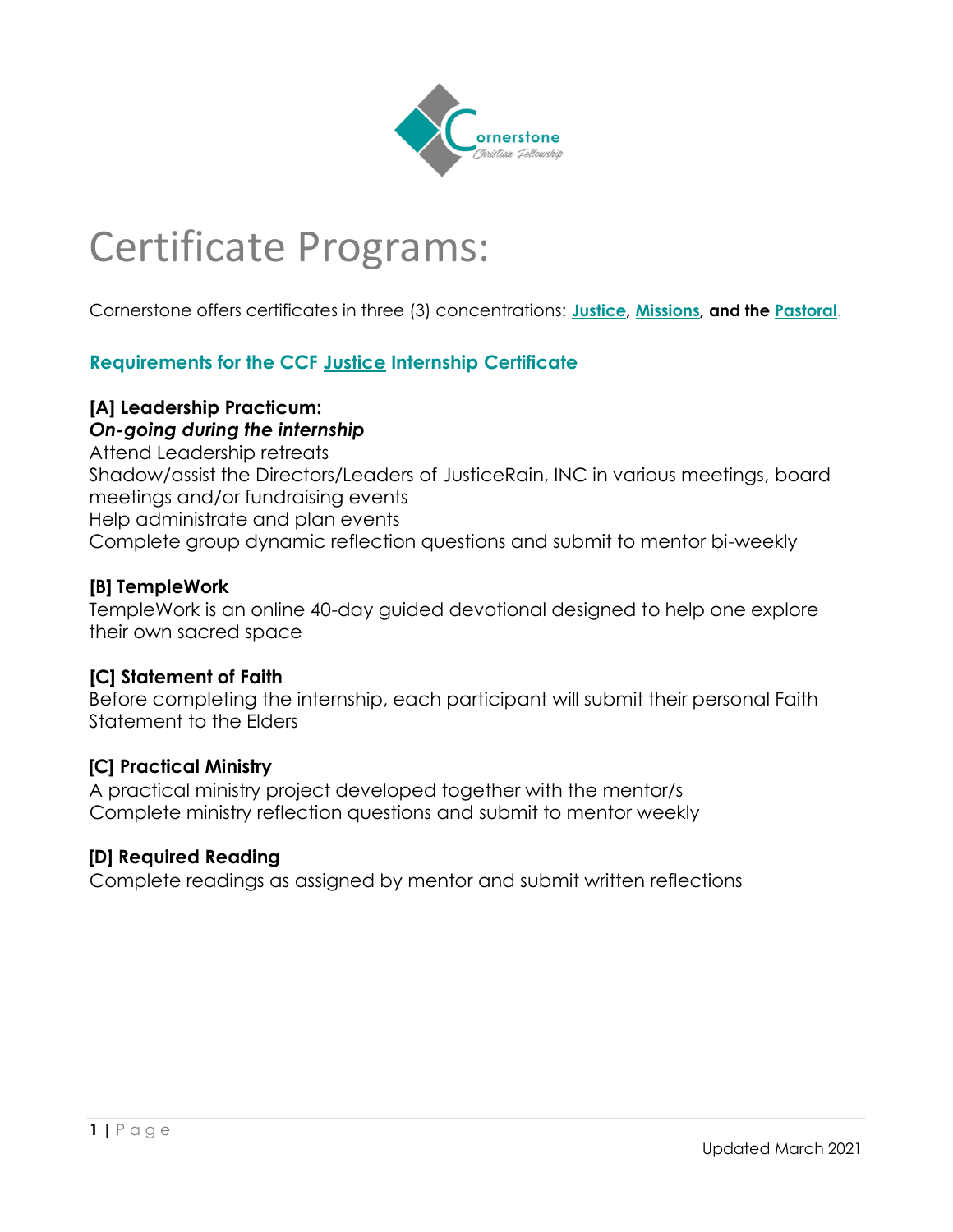# Certificate Programs:

Cornerstone offers certificates in three (3) concentrations: **Justice**, **Missions**, **and the Pastoral**.

## Requirements for the CCF Justice Internship Certificate

**[A] Leadership Practicum:**
***On-going during the internship***
Attend Leadership retreats
Shadow/assist the Directors/Leaders of JusticeRain, INC in various meetings, board meetings and/or fundraising events
Help administrate and plan events
Complete group dynamic reflection questions and submit to mentor bi-weekly

**[B] TempleWork**
TempleWork is an online 40-day guided devotional designed to help one explore their own sacred space

**[C] Statement of Faith**
Before completing the internship, each participant will submit their personal Faith Statement to the Elders

**[C] Practical Ministry**
A practical ministry project developed together with the mentor/s
Complete ministry reflection questions and submit to mentor weekly

**[D] Required Reading**
Complete readings as assigned by mentor and submit written reflections

Updated March 2021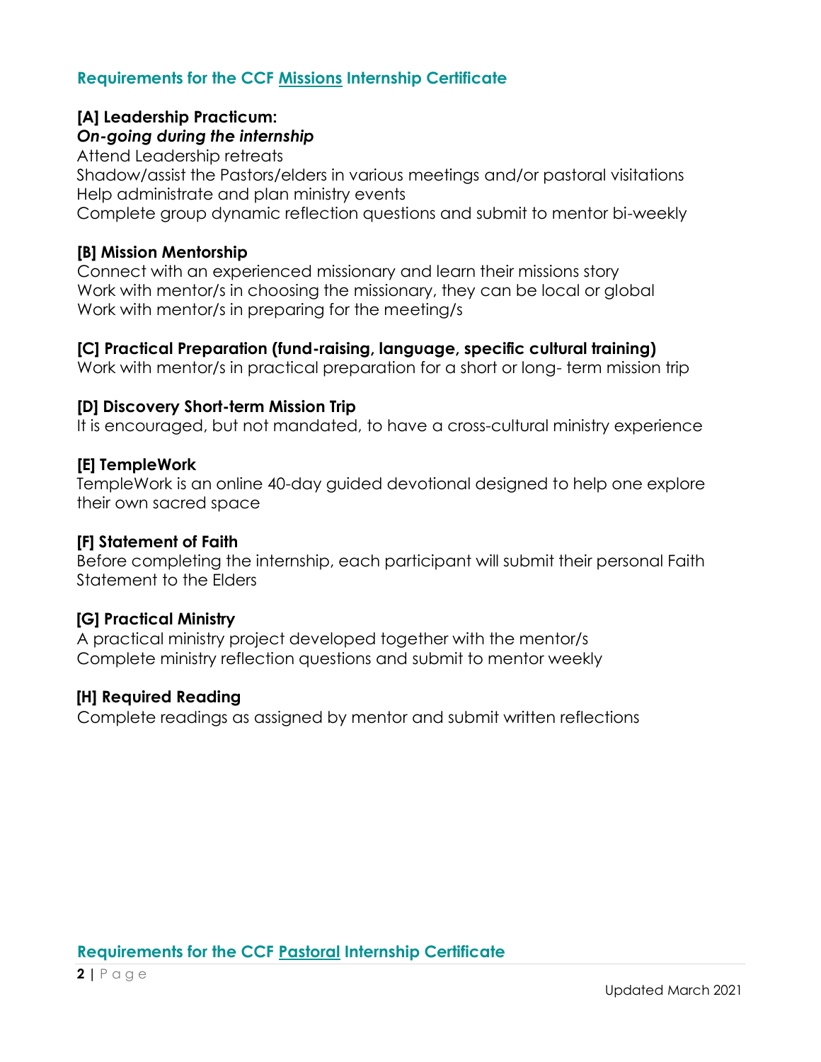## Requirements for the CCF Missions Internship Certificate

**[A] Leadership Practicum:**
***On-going during the internship***
Attend Leadership retreats
Shadow/assist the Pastors/elders in various meetings and/or pastoral visitations
Help administrate and plan ministry events
Complete group dynamic reflection questions and submit to mentor bi-weekly

**[B] Mission Mentorship**
Connect with an experienced missionary and learn their missions story
Work with mentor/s in choosing the missionary, they can be local or global
Work with mentor/s in preparing for the meeting/s

**[C] Practical Preparation (fund-raising, language, specific cultural training)**
Work with mentor/s in practical preparation for a short or long- term mission trip

**[D] Discovery Short-term Mission Trip**
It is encouraged, but not mandated, to have a cross-cultural ministry experience

**[E] TempleWork**
TempleWork is an online 40-day guided devotional designed to help one explore their own sacred space

**[F] Statement of Faith**
Before completing the internship, each participant will submit their personal Faith Statement to the Elders

**[G] Practical Ministry**
A practical ministry project developed together with the mentor/s
Complete ministry reflection questions and submit to mentor weekly

**[H] Required Reading**
Complete readings as assigned by mentor and submit written reflections

## Requirements for the CCF Pastoral Internship Certificate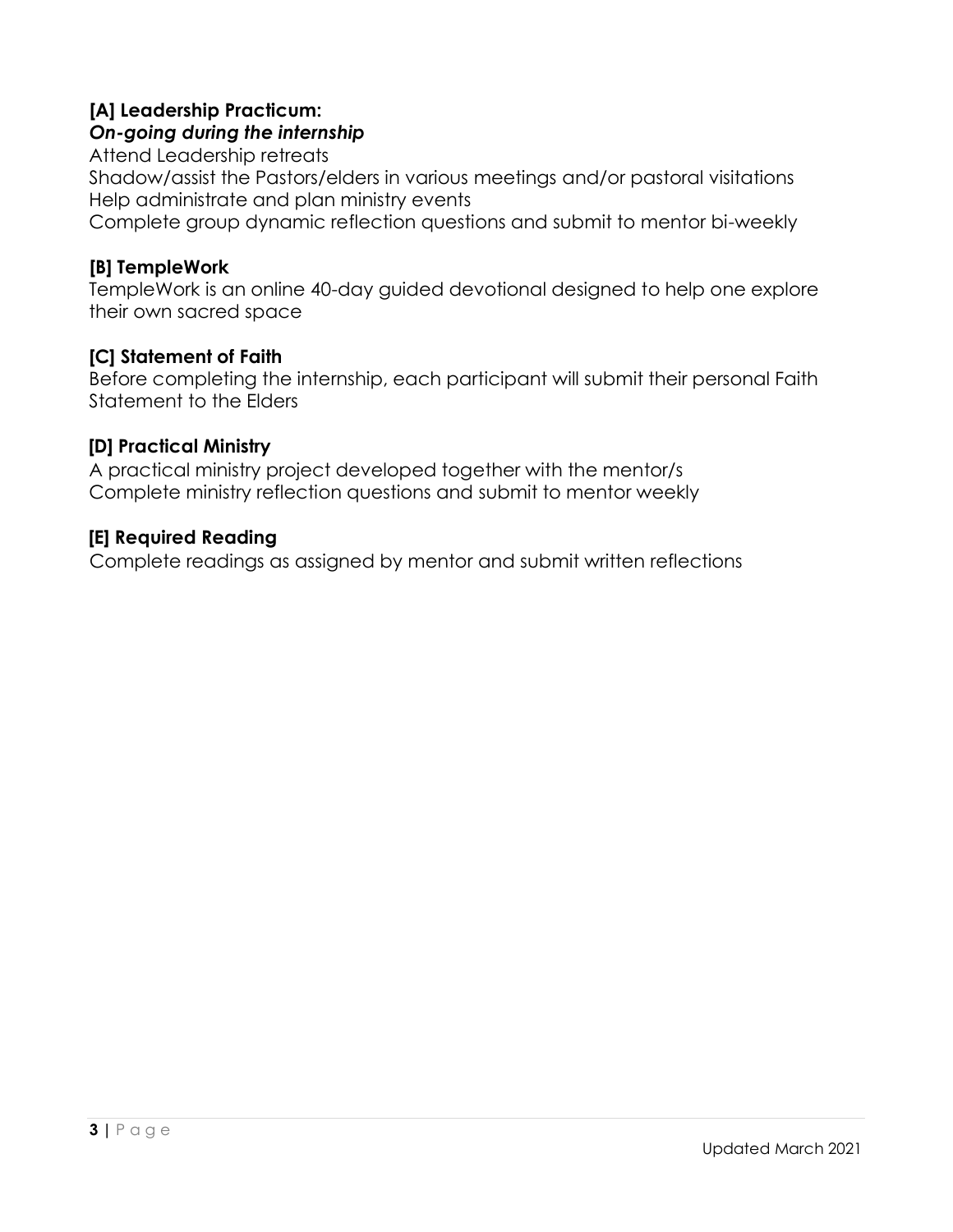**[A] Leadership Practicum:**
***On-going during the internship***

Attend Leadership retreats
Shadow/assist the Pastors/elders in various meetings and/or pastoral visitations
Help administrate and plan ministry events
Complete group dynamic reflection questions and submit to mentor bi-weekly

**[B] TempleWork**

TempleWork is an online 40-day guided devotional designed to help one explore their own sacred space

**[C] Statement of Faith**

Before completing the internship, each participant will submit their personal Faith Statement to the Elders

**[D] Practical Ministry**

A practical ministry project developed together with the mentor/s
Complete ministry reflection questions and submit to mentor weekly

**[E] Required Reading**

Complete readings as assigned by mentor and submit written reflections